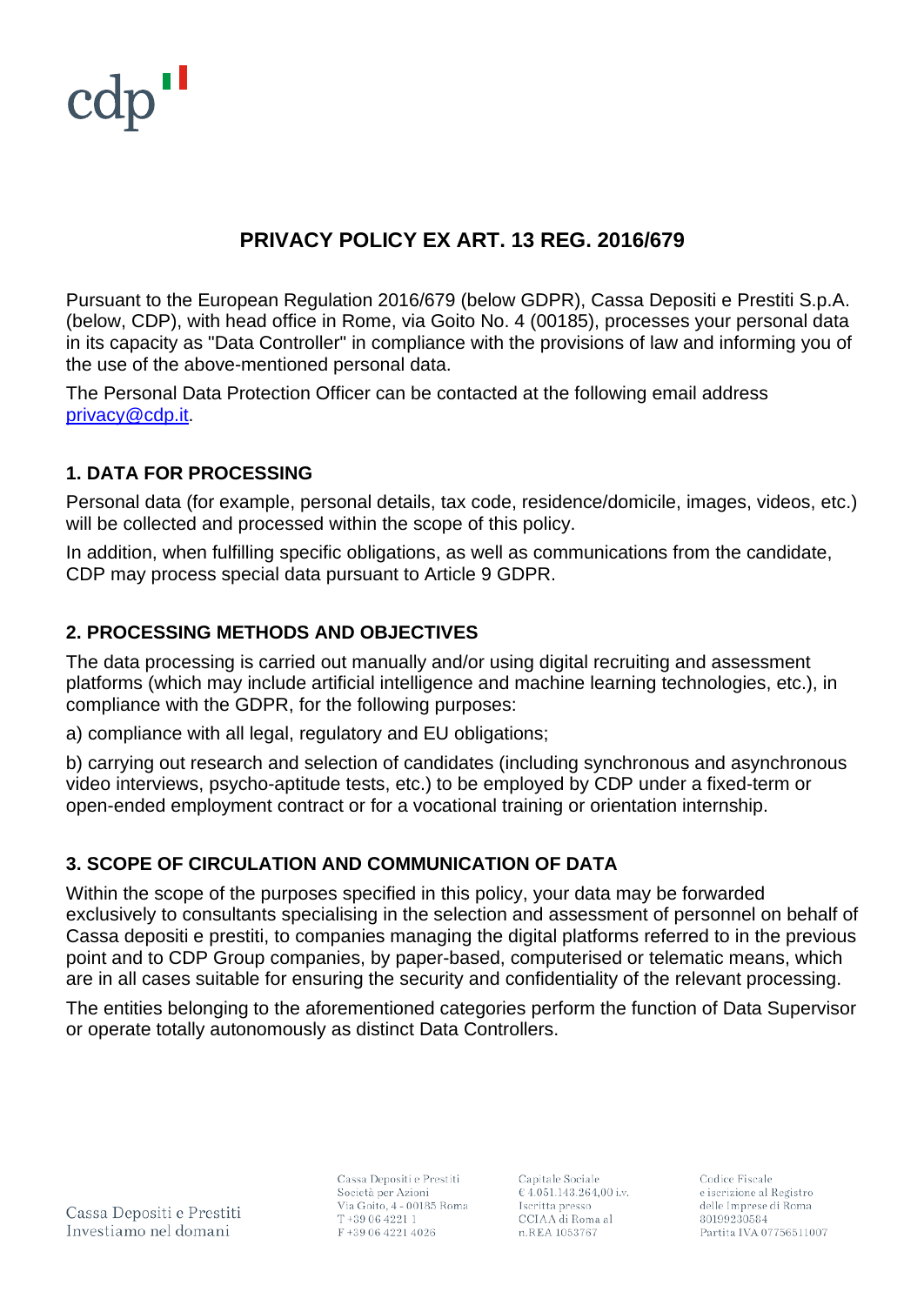# PRIVACY POLICY EX ART. 13 REG. 2016/679

Pursuant to the European Regulation 2016/679 (below GDPR), Cassa Depositi e Prestiti S.p.A. (below, CDP), with head office in Rome, via Goito No. 4 (00185), processes your personal data in its capacity as "Data Controller" in compliance with the provisions of law and informing you of the use of the above-mentioned personal data.

The Personal Data Protection Officer can be contacted at the following email address privacy@cdp.it.

## 1. DATA FOR PROCESSING

Personal data (for example, personal details, tax code, residence/domicile, images, videos, etc.) will be collected and processed within the scope of this policy.

In addition, when fulfilling specific obligations, as well as communications from the candidate, CDP may process special data pursuant to Article 9 GDPR.

## 2. PROCESSING METHODS AND OBJECTIVES

The data processing is carried out manually and/or using digital recruiting and assessment platforms (which may include artificial intelligence and machine learning technologies, etc.), in compliance with the GDPR, for the following purposes:

a) compliance with all legal, regulatory and EU obligations;

b) carrying out research and selection of candidates (including synchronous and asynchronous video interviews, psycho-aptitude tests, etc.) to be employed by CDP under a fixed-term or open-ended employment contract or for a vocational training or orientation internship.

## 3. SCOPE OF CIRCULATION AND COMMUNICATION OF DATA

Within the scope of the purposes specified in this policy, your data may be forwarded exclusively to consultants specialising in the selection and assessment of personnel on behalf of Cassa depositi e prestiti, to companies managing the digital platforms referred to in the previous point and to CDP Group companies, by paper-based, computerised or telematic means, which are in all cases suitable for ensuring the security and confidentiality of the relevant processing.

The entities belonging to the aforementioned categories perform the function of Data Supervisor or operate totally autonomously as distinct Data Controllers.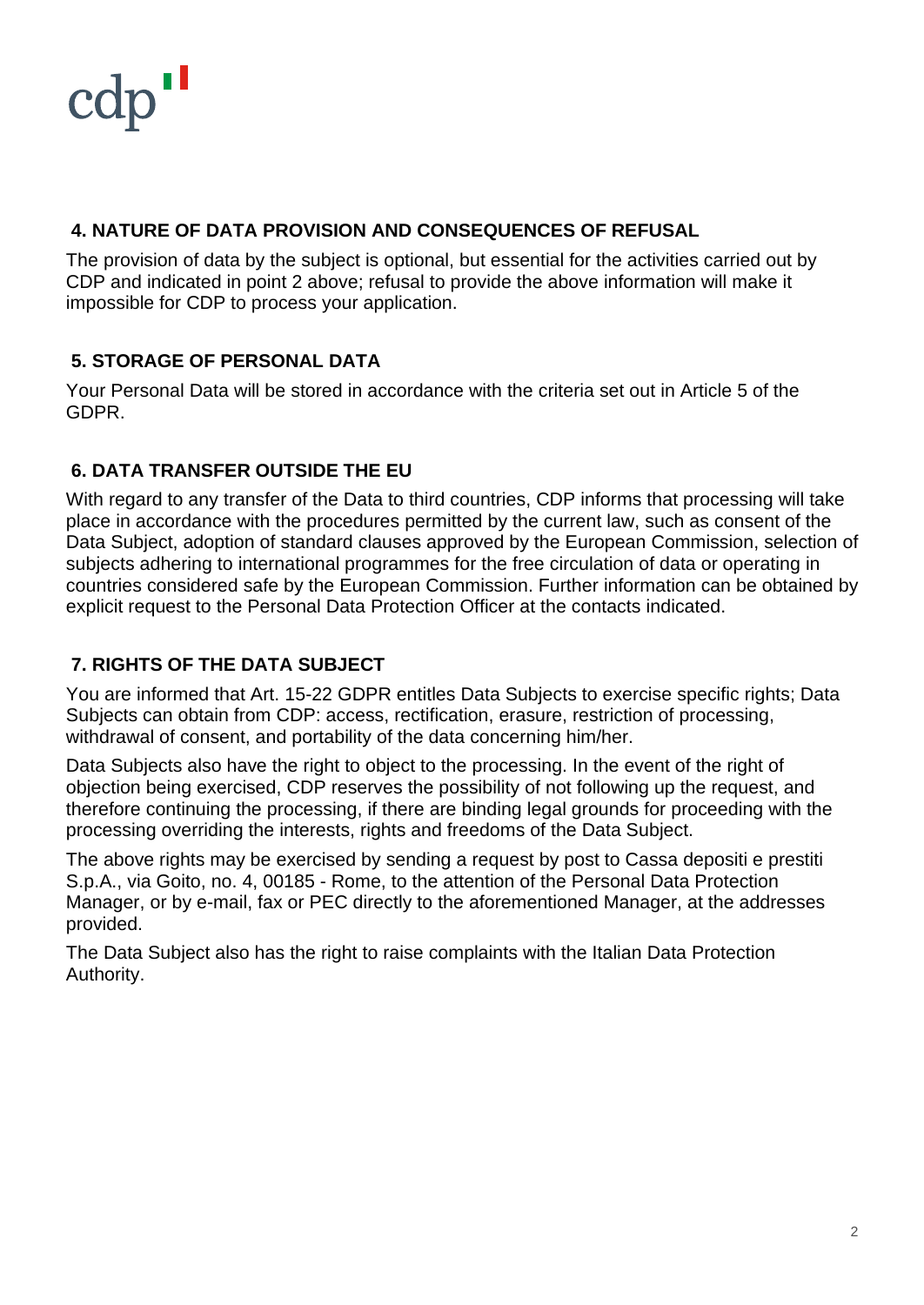## 4. NATURE OF DATA PROVISION AND CONSEQUENCES OF REFUSAL

The provision of data by the subject is optional, but essential for the activities carried out by CDP and indicated in point 2 above; refusal to provide the above information will make it impossible for CDP to process your application.

## 5. STORAGE OF PERSONAL DATA

Your Personal Data will be stored in accordance with the criteria set out in Article 5 of the GDPR.

## 6. DATA TRANSFER OUTSIDE THE EU

With regard to any transfer of the Data to third countries, CDP informs that processing will take place in accordance with the procedures permitted by the current law, such as consent of the Data Subject, adoption of standard clauses approved by the European Commission, selection of subjects adhering to international programmes for the free circulation of data or operating in countries considered safe by the European Commission. Further information can be obtained by explicit request to the Personal Data Protection Officer at the contacts indicated.

## 7. RIGHTS OF THE DATA SUBJECT

You are informed that Art. 15-22 GDPR entitles Data Subjects to exercise specific rights; Data Subjects can obtain from CDP: access, rectification, erasure, restriction of processing, withdrawal of consent, and portability of the data concerning him/her.

Data Subjects also have the right to object to the processing. In the event of the right of objection being exercised, CDP reserves the possibility of not following up the request, and therefore continuing the processing, if there are binding legal grounds for proceeding with the processing overriding the interests, rights and freedoms of the Data Subject.

The above rights may be exercised by sending a request by post to Cassa depositi e prestiti S.p.A., via Goito, no. 4, 00185 - Rome, to the attention of the Personal Data Protection Manager, or by e-mail, fax or PEC directly to the aforementioned Manager, at the addresses provided.

The Data Subject also has the right to raise complaints with the Italian Data Protection Authority.